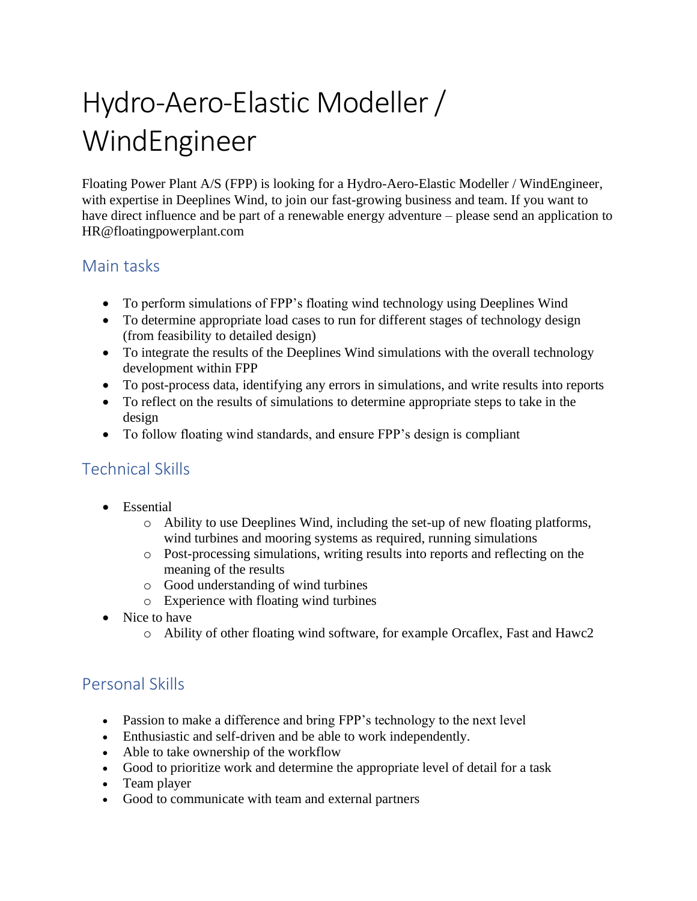# Hydro-Aero-Elastic Modeller / WindEngineer

Floating Power Plant A/S (FPP) is looking for a Hydro-Aero-Elastic Modeller / WindEngineer, with expertise in Deeplines Wind, to join our fast-growing business and team. If you want to have direct influence and be part of a renewable energy adventure – please send an application to HR@floatingpowerplant.com

## Main tasks

- To perform simulations of FPP's floating wind technology using Deeplines Wind
- To determine appropriate load cases to run for different stages of technology design (from feasibility to detailed design)
- To integrate the results of the Deeplines Wind simulations with the overall technology development within FPP
- To post-process data, identifying any errors in simulations, and write results into reports
- To reflect on the results of simulations to determine appropriate steps to take in the design
- To follow floating wind standards, and ensure FPP's design is compliant

## Technical Skills

- Essential
  - Ability to use Deeplines Wind, including the set-up of new floating platforms, wind turbines and mooring systems as required, running simulations
  - Post-processing simulations, writing results into reports and reflecting on the meaning of the results
  - Good understanding of wind turbines
  - Experience with floating wind turbines
- Nice to have
  - Ability of other floating wind software, for example Orcaflex, Fast and Hawc2

## Personal Skills

- Passion to make a difference and bring FPP's technology to the next level
- Enthusiastic and self-driven and be able to work independently.
- Able to take ownership of the workflow
- Good to prioritize work and determine the appropriate level of detail for a task
- Team player
- Good to communicate with team and external partners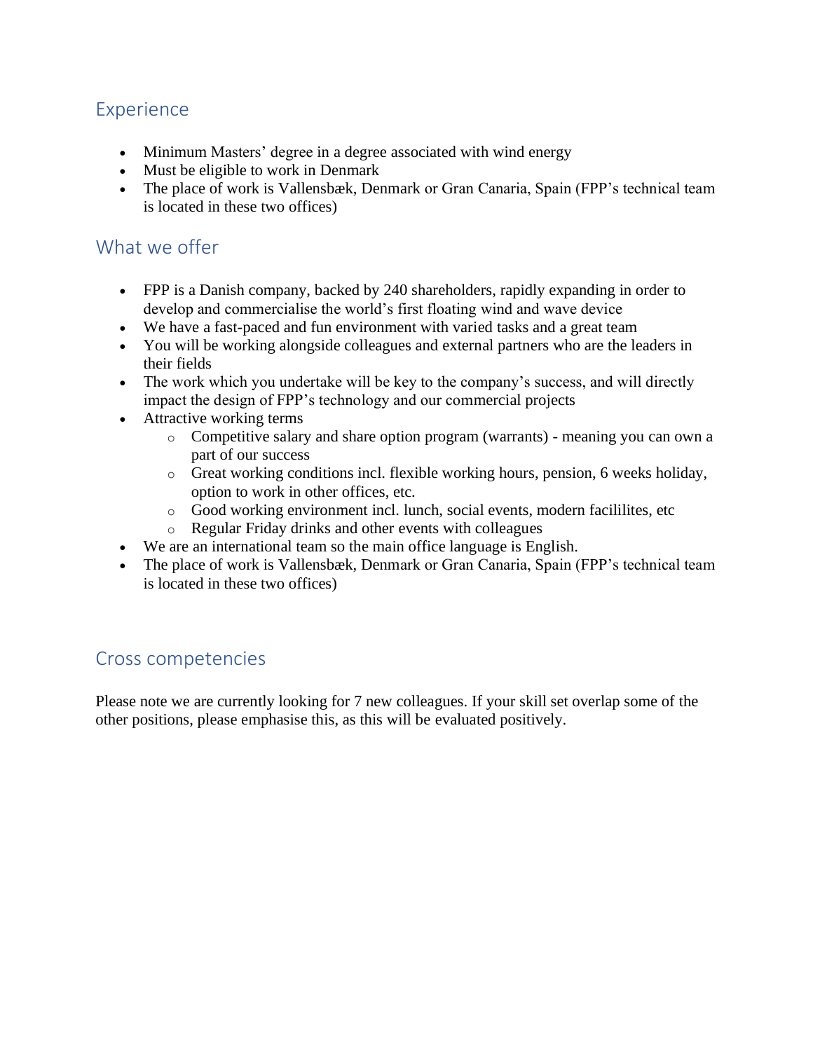## Experience

- Minimum Masters' degree in a degree associated with wind energy
- Must be eligible to work in Denmark
- The place of work is Vallensbæk, Denmark or Gran Canaria, Spain (FPP's technical team is located in these two offices)

## What we offer

- FPP is a Danish company, backed by 240 shareholders, rapidly expanding in order to develop and commercialise the world's first floating wind and wave device
- We have a fast-paced and fun environment with varied tasks and a great team
- You will be working alongside colleagues and external partners who are the leaders in their fields
- The work which you undertake will be key to the company's success, and will directly impact the design of FPP's technology and our commercial projects
- Attractive working terms
  - Competitive salary and share option program (warrants) - meaning you can own a part of our success
  - Great working conditions incl. flexible working hours, pension, 6 weeks holiday, option to work in other offices, etc.
  - Good working environment incl. lunch, social events, modern facililites, etc
  - Regular Friday drinks and other events with colleagues
- We are an international team so the main office language is English.
- The place of work is Vallensbæk, Denmark or Gran Canaria, Spain (FPP's technical team is located in these two offices)

## Cross competencies

Please note we are currently looking for 7 new colleagues. If your skill set overlap some of the other positions, please emphasise this, as this will be evaluated positively.